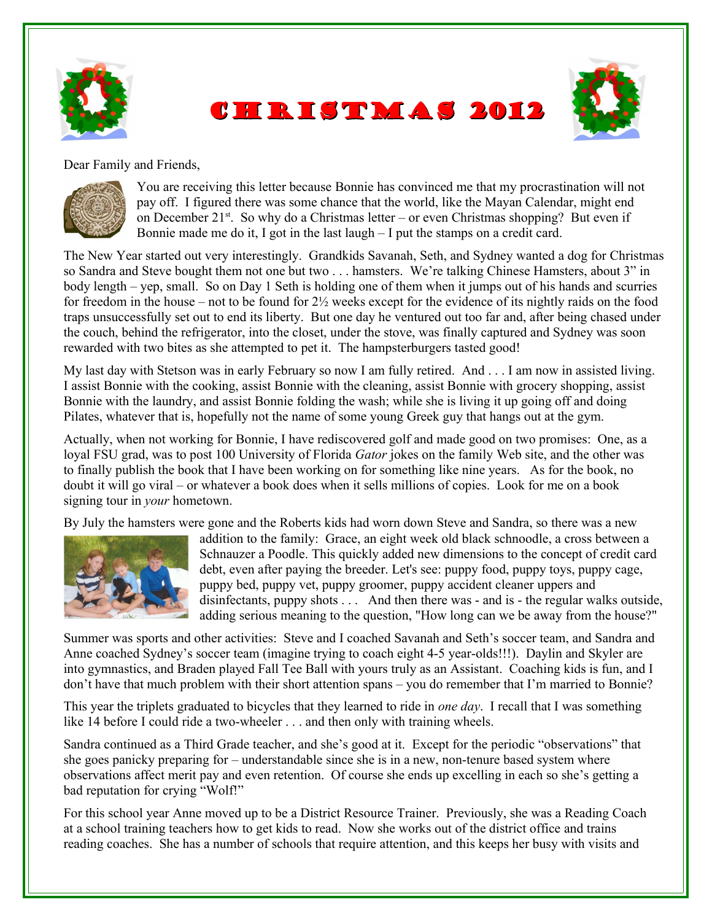# Christmas 2012

Dear Family and Friends,

You are receiving this letter because Bonnie has convinced me that my procrastination will not pay off. I figured there was some chance that the world, like the Mayan Calendar, might end on December 21st. So why do a Christmas letter – or even Christmas shopping? But even if Bonnie made me do it, I got in the last laugh – I put the stamps on a credit card.

The New Year started out very interestingly. Grandkids Savanah, Seth, and Sydney wanted a dog for Christmas so Sandra and Steve bought them not one but two . . . hamsters. We're talking Chinese Hamsters, about 3" in body length – yep, small. So on Day 1 Seth is holding one of them when it jumps out of his hands and scurries for freedom in the house – not to be found for 2½ weeks except for the evidence of its nightly raids on the food traps unsuccessfully set out to end its liberty. But one day he ventured out too far and, after being chased under the couch, behind the refrigerator, into the closet, under the stove, was finally captured and Sydney was soon rewarded with two bites as she attempted to pet it. The hampsterburgers tasted good!

My last day with Stetson was in early February so now I am fully retired. And . . . I am now in assisted living. I assist Bonnie with the cooking, assist Bonnie with the cleaning, assist Bonnie with grocery shopping, assist Bonnie with the laundry, and assist Bonnie folding the wash; while she is living it up going off and doing Pilates, whatever that is, hopefully not the name of some young Greek guy that hangs out at the gym.

Actually, when not working for Bonnie, I have rediscovered golf and made good on two promises: One, as a loyal FSU grad, was to post 100 University of Florida *Gator* jokes on the family Web site, and the other was to finally publish the book that I have been working on for something like nine years. As for the book, no doubt it will go viral – or whatever a book does when it sells millions of copies. Look for me on a book signing tour in *your* hometown.

By July the hamsters were gone and the Roberts kids had worn down Steve and Sandra, so there was a new addition to the family: Grace, an eight week old black schnoodle, a cross between a Schnauzer a Poodle. This quickly added new dimensions to the concept of credit card debt, even after paying the breeder. Let's see: puppy food, puppy toys, puppy cage, puppy bed, puppy vet, puppy groomer, puppy accident cleaner uppers and disinfectants, puppy shots . . . And then there was - and is - the regular walks outside, adding serious meaning to the question, "How long can we be away from the house?"

Summer was sports and other activities: Steve and I coached Savanah and Seth's soccer team, and Sandra and Anne coached Sydney's soccer team (imagine trying to coach eight 4-5 year-olds!!!). Daylin and Skyler are into gymnastics, and Braden played Fall Tee Ball with yours truly as an Assistant. Coaching kids is fun, and I don't have that much problem with their short attention spans – you do remember that I'm married to Bonnie?

This year the triplets graduated to bicycles that they learned to ride in *one day*. I recall that I was something like 14 before I could ride a two-wheeler . . . and then only with training wheels.

Sandra continued as a Third Grade teacher, and she's good at it. Except for the periodic "observations" that she goes panicky preparing for – understandable since she is in a new, non-tenure based system where observations affect merit pay and even retention. Of course she ends up excelling in each so she's getting a bad reputation for crying "Wolf!"

For this school year Anne moved up to be a District Resource Trainer. Previously, she was a Reading Coach at a school training teachers how to get kids to read. Now she works out of the district office and trains reading coaches. She has a number of schools that require attention, and this keeps her busy with visits and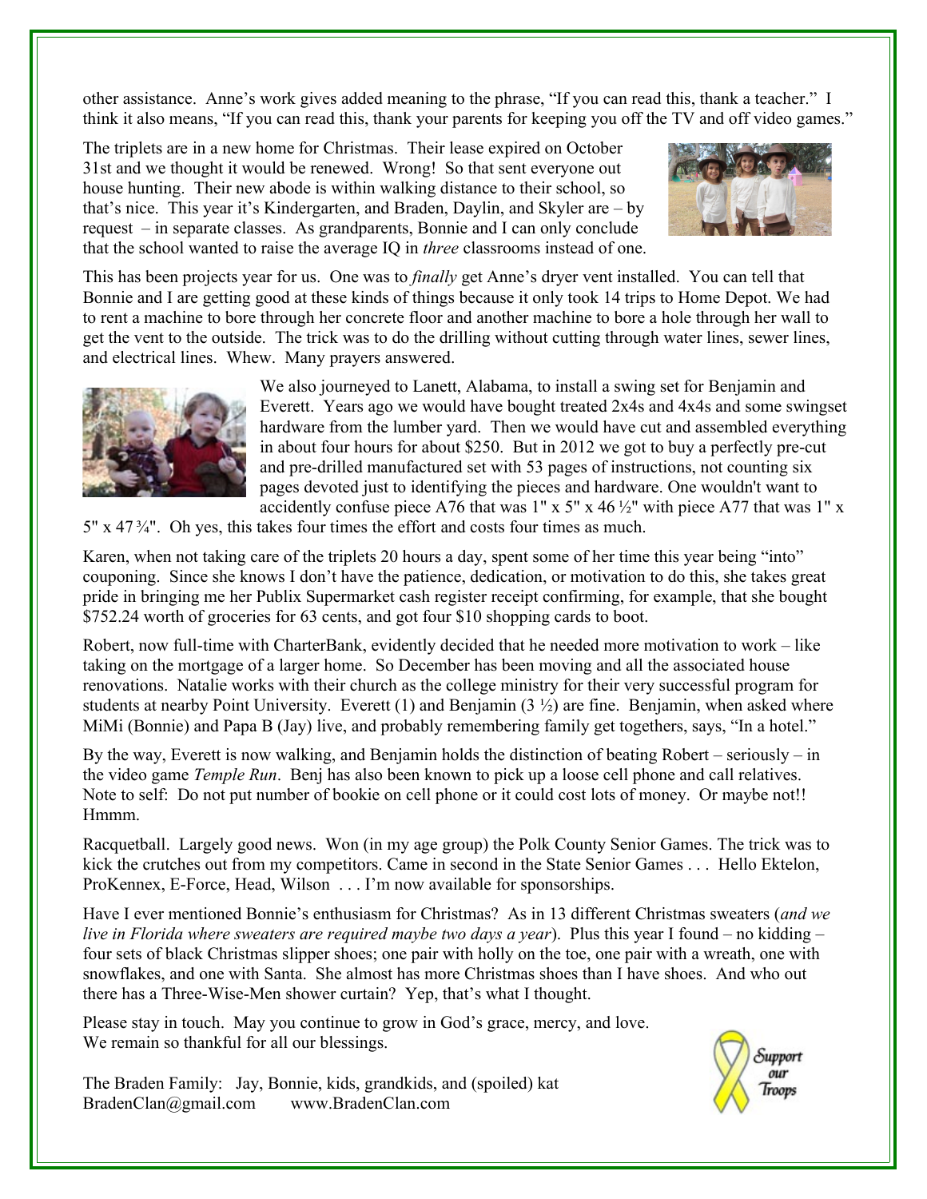other assistance. Anne's work gives added meaning to the phrase, "If you can read this, thank a teacher." I think it also means, "If you can read this, thank your parents for keeping you off the TV and off video games."

The triplets are in a new home for Christmas. Their lease expired on October 31st and we thought it would be renewed. Wrong! So that sent everyone out house hunting. Their new abode is within walking distance to their school, so that's nice. This year it's Kindergarten, and Braden, Daylin, and Skyler are – by request – in separate classes. As grandparents, Bonnie and I can only conclude that the school wanted to raise the average IQ in *three* classrooms instead of one.

This has been projects year for us. One was to *finally* get Anne's dryer vent installed. You can tell that Bonnie and I are getting good at these kinds of things because it only took 14 trips to Home Depot. We had to rent a machine to bore through her concrete floor and another machine to bore a hole through her wall to get the vent to the outside. The trick was to do the drilling without cutting through water lines, sewer lines, and electrical lines. Whew. Many prayers answered.

We also journeyed to Lanett, Alabama, to install a swing set for Benjamin and Everett. Years ago we would have bought treated 2x4s and 4x4s and some swingset hardware from the lumber yard. Then we would have cut and assembled everything in about four hours for about $250. But in 2012 we got to buy a perfectly pre-cut and pre-drilled manufactured set with 53 pages of instructions, not counting six pages devoted just to identifying the pieces and hardware. One wouldn't want to accidently confuse piece A76 that was 1" x 5" x 46 ½" with piece A77 that was 1" x 5" x 47 ¾". Oh yes, this takes four times the effort and costs four times as much.

Karen, when not taking care of the triplets 20 hours a day, spent some of her time this year being "into" couponing. Since she knows I don't have the patience, dedication, or motivation to do this, she takes great pride in bringing me her Publix Supermarket cash register receipt confirming, for example, that she bought $752.24 worth of groceries for 63 cents, and got four $10 shopping cards to boot.

Robert, now full-time with CharterBank, evidently decided that he needed more motivation to work – like taking on the mortgage of a larger home. So December has been moving and all the associated house renovations. Natalie works with their church as the college ministry for their very successful program for students at nearby Point University. Everett (1) and Benjamin (3 ½) are fine. Benjamin, when asked where MiMi (Bonnie) and Papa B (Jay) live, and probably remembering family get togethers, says, "In a hotel."

By the way, Everett is now walking, and Benjamin holds the distinction of beating Robert – seriously – in the video game *Temple Run*. Benj has also been known to pick up a loose cell phone and call relatives. Note to self: Do not put number of bookie on cell phone or it could cost lots of money. Or maybe not!! Hmmm.

Racquetball. Largely good news. Won (in my age group) the Polk County Senior Games. The trick was to kick the crutches out from my competitors. Came in second in the State Senior Games . . . Hello Ektelon, ProKennex, E-Force, Head, Wilson . . . I'm now available for sponsorships.

Have I ever mentioned Bonnie's enthusiasm for Christmas? As in 13 different Christmas sweaters (*and we live in Florida where sweaters are required maybe two days a year*). Plus this year I found – no kidding – four sets of black Christmas slipper shoes; one pair with holly on the toe, one pair with a wreath, one with snowflakes, and one with Santa. She almost has more Christmas shoes than I have shoes. And who out there has a Three-Wise-Men shower curtain? Yep, that's what I thought.

Please stay in touch. May you continue to grow in God's grace, mercy, and love.
We remain so thankful for all our blessings.

The Braden Family: Jay, Bonnie, kids, grandkids, and (spoiled) kat
BradenClan@gmail.com www.BradenClan.com

Support our Troops